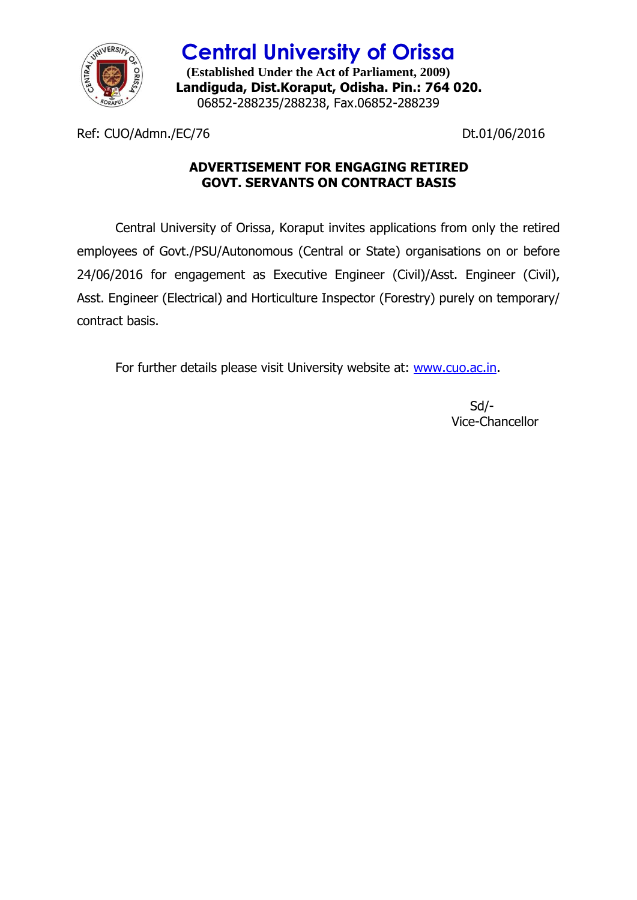# Central University of Orissa

**(Established Under the Act of Parliament, 2009)**
**Landiguda, Dist.Koraput, Odisha. Pin.: 764 020.**
06852-288235/288238, Fax.06852-288239

Ref: CUO/Admn./EC/76 Dt.01/06/2016

## ADVERTISEMENT FOR ENGAGING RETIRED GOVT. SERVANTS ON CONTRACT BASIS

Central University of Orissa, Koraput invites applications from only the retired employees of Govt./PSU/Autonomous (Central or State) organisations on or before 24/06/2016 for engagement as Executive Engineer (Civil)/Asst. Engineer (Civil), Asst. Engineer (Electrical) and Horticulture Inspector (Forestry) purely on temporary/ contract basis.

For further details please visit University website at: www.cuo.ac.in.

Sd/-
Vice-Chancellor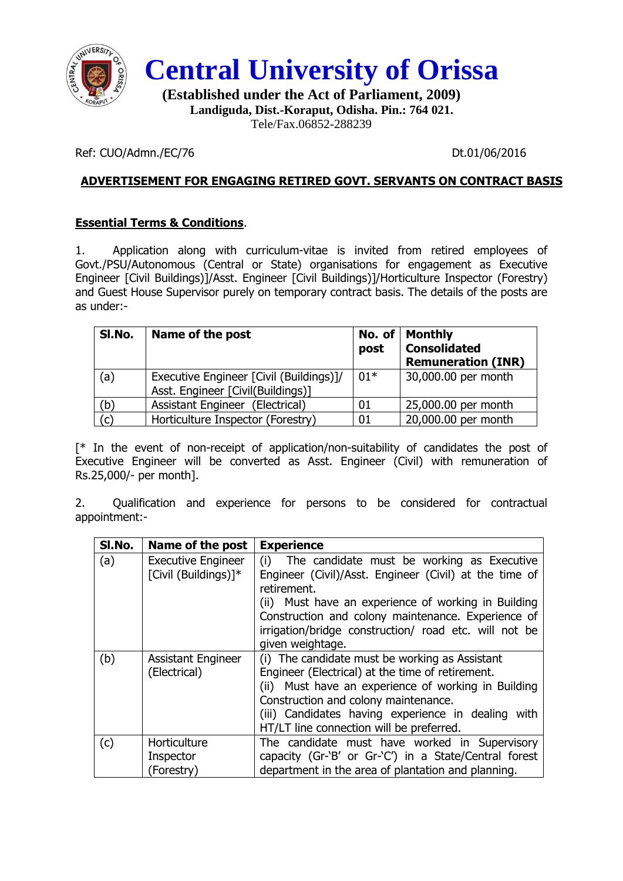# Central University of Orissa

**(Established under the Act of Parliament, 2009)**
**Landiguda, Dist.-Koraput, Odisha. Pin.: 764 021.**
Tele/Fax.06852-288239

Ref: CUO/Admn./EC/76 Dt.01/06/2016

**ADVERTISEMENT FOR ENGAGING RETIRED GOVT. SERVANTS ON CONTRACT BASIS**

**Essential Terms & Conditions**.

1. Application along with curriculum-vitae is invited from retired employees of Govt./PSU/Autonomous (Central or State) organisations for engagement as Executive Engineer [Civil Buildings)]/Asst. Engineer [Civil Buildings)]/Horticulture Inspector (Forestry) and Guest House Supervisor purely on temporary contract basis. The details of the posts are as under:-

| Sl.No. | Name of the post | No. of post | Monthly Consolidated Remuneration (INR) |
|---|---|---|---|
| (a) | Executive Engineer [Civil (Buildings)]/ Asst. Engineer [Civil(Buildings)] | 01* | 30,000.00 per month |
| (b) | Assistant Engineer (Electrical) | 01 | 25,000.00 per month |
| (c) | Horticulture Inspector (Forestry) | 01 | 20,000.00 per month |

[* In the event of non-receipt of application/non-suitability of candidates the post of Executive Engineer will be converted as Asst. Engineer (Civil) with remuneration of Rs.25,000/- per month].

2. Qualification and experience for persons to be considered for contractual appointment:-

| Sl.No. | Name of the post | Experience |
|---|---|---|
| (a) | Executive Engineer [Civil (Buildings)]* | (i) The candidate must be working as Executive Engineer (Civil)/Asst. Engineer (Civil) at the time of retirement.<br>(ii) Must have an experience of working in Building Construction and colony maintenance. Experience of irrigation/bridge construction/ road etc. will not be given weightage. |
| (b) | Assistant Engineer (Electrical) | (i) The candidate must be working as Assistant Engineer (Electrical) at the time of retirement.<br>(ii) Must have an experience of working in Building Construction and colony maintenance.<br>(iii) Candidates having experience in dealing with HT/LT line connection will be preferred. |
| (c) | Horticulture Inspector (Forestry) | The candidate must have worked in Supervisory capacity (Gr-'B' or Gr-'C') in a State/Central forest department in the area of plantation and planning. |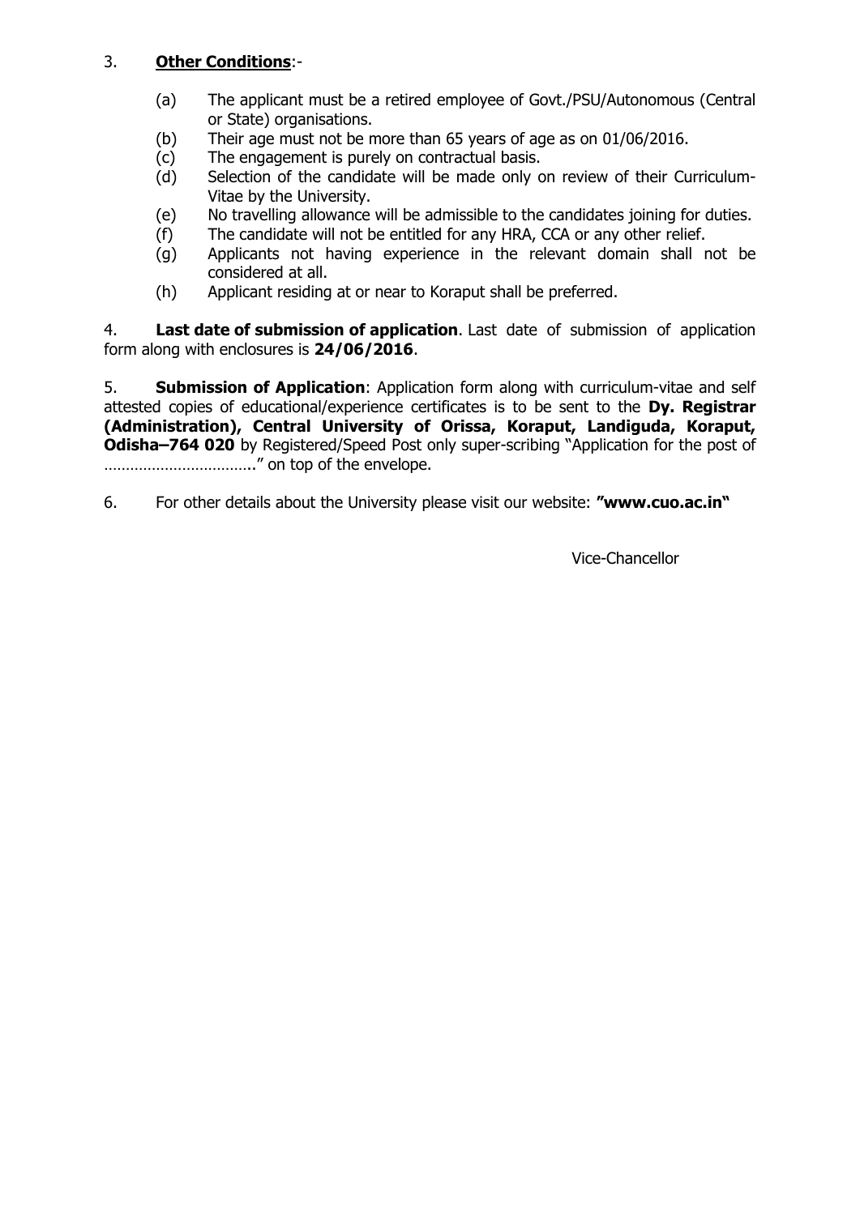3. **Other Conditions**:-

    (a) The applicant must be a retired employee of Govt./PSU/Autonomous (Central or State) organisations.
    (b) Their age must not be more than 65 years of age as on 01/06/2016.
    (c) The engagement is purely on contractual basis.
    (d) Selection of the candidate will be made only on review of their Curriculum-Vitae by the University.
    (e) No travelling allowance will be admissible to the candidates joining for duties.
    (f) The candidate will not be entitled for any HRA, CCA or any other relief.
    (g) Applicants not having experience in the relevant domain shall not be considered at all.
    (h) Applicant residing at or near to Koraput shall be preferred.

4. **Last date of submission of application**. Last date of submission of application form along with enclosures is **24/06/2016**.

5. **Submission of Application**: Application form along with curriculum-vitae and self attested copies of educational/experience certificates is to be sent to the **Dy. Registrar (Administration), Central University of Orissa, Koraput, Landiguda, Koraput, Odisha–764 020** by Registered/Speed Post only super-scribing "Application for the post of ……………………………." on top of the envelope.

6. For other details about the University please visit our website: **"www.cuo.ac.in"**

Vice-Chancellor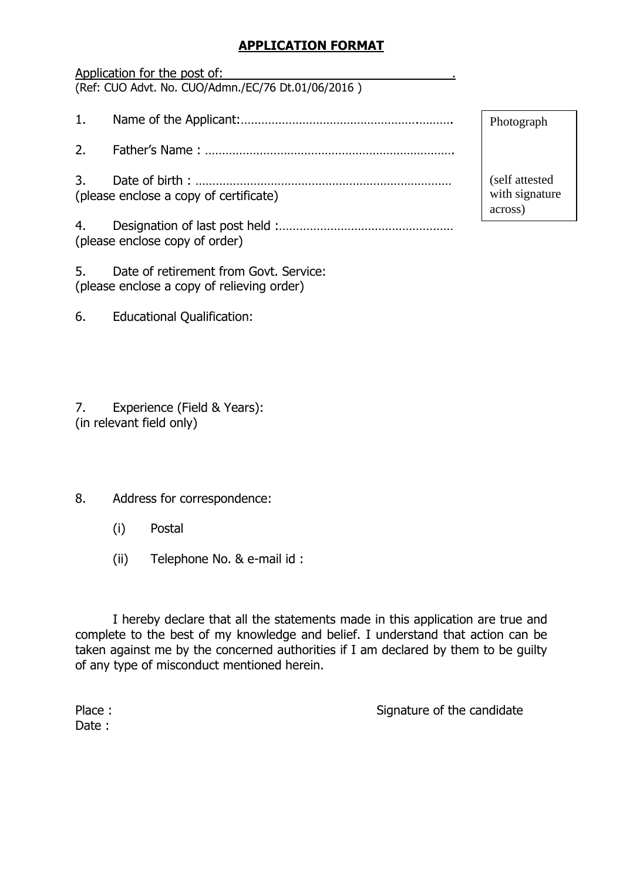## APPLICATION FORMAT

Application for the post of: .
(Ref: CUO Advt. No. CUO/Admn./EC/76 Dt.01/06/2016 )

Photograph

(self attested with signature across)

1. Name of the Applicant:…………………………………………………………

2. Father's Name : ……………………………………………………………….

3. Date of birth : ………………………………………………………………
(please enclose a copy of certificate)

4. Designation of last post held :……………………………………………
(please enclose copy of order)

5. Date of retirement from Govt. Service:
(please enclose a copy of relieving order)

6. Educational Qualification:

7. Experience (Field & Years):
(in relevant field only)

8. Address for correspondence:

   (i) Postal

   (ii) Telephone No. & e-mail id :

I hereby declare that all the statements made in this application are true and complete to the best of my knowledge and belief. I understand that action can be taken against me by the concerned authorities if I am declared by them to be guilty of any type of misconduct mentioned herein.

Place :
Date :

Signature of the candidate